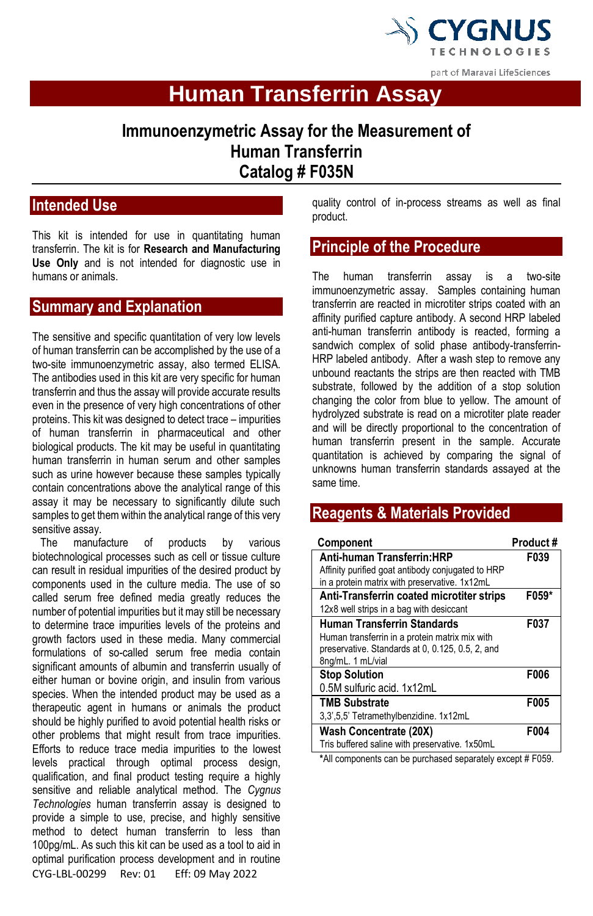# Human Transferrin Assay

## Immunoenzymetric Assay for the Measurement of Human Transferrin Catalog # F035N

## Intended Use

This kit is intended for use in quantitating human transferrin. The kit is for **Research and Manufacturing Use Only** and is not intended for diagnostic use in humans or animals.

## Summary and Explanation

The sensitive and specific quantitation of very low levels of human transferrin can be accomplished by the use of a two-site immunoenzymetric assay, also termed ELISA. The antibodies used in this kit are very specific for human transferrin and thus the assay will provide accurate results even in the presence of very high concentrations of other proteins. This kit was designed to detect trace – impurities of human transferrin in pharmaceutical and other biological products. The kit may be useful in quantitating human transferrin in human serum and other samples such as urine however because these samples typically contain concentrations above the analytical range of this assay it may be necessary to significantly dilute such samples to get them within the analytical range of this very sensitive assay.

The manufacture of products by various biotechnological processes such as cell or tissue culture can result in residual impurities of the desired product by components used in the culture media. The use of so called serum free defined media greatly reduces the number of potential impurities but it may still be necessary to determine trace impurities levels of the proteins and growth factors used in these media. Many commercial formulations of so-called serum free media contain significant amounts of albumin and transferrin usually of either human or bovine origin, and insulin from various species. When the intended product may be used as a therapeutic agent in humans or animals the product should be highly purified to avoid potential health risks or other problems that might result from trace impurities. Efforts to reduce trace media impurities to the lowest levels practical through optimal process design, qualification, and final product testing require a highly sensitive and reliable analytical method. The *Cygnus Technologies* human transferrin assay is designed to provide a simple to use, precise, and highly sensitive method to detect human transferrin to less than 100pg/mL. As such this kit can be used as a tool to aid in optimal purification process development and in routine quality control of in-process streams as well as final product.

## Principle of the Procedure

The human transferrin assay is a two-site immunoenzymetric assay. Samples containing human transferrin are reacted in microtiter strips coated with an affinity purified capture antibody. A second HRP labeled anti-human transferrin antibody is reacted, forming a sandwich complex of solid phase antibody-transferrin-HRP labeled antibody. After a wash step to remove any unbound reactants the strips are then reacted with TMB substrate, followed by the addition of a stop solution changing the color from blue to yellow. The amount of hydrolyzed substrate is read on a microtiter plate reader and will be directly proportional to the concentration of human transferrin present in the sample. Accurate quantitation is achieved by comparing the signal of unknowns human transferrin standards assayed at the same time.

## Reagents & Materials Provided

| Component | Product # |
|---|---|
| **Anti-human Transferrin:HRP**<br>Affinity purified goat antibody conjugated to HRP in a protein matrix with preservative. 1x12mL | **F039** |
| **Anti-Transferrin coated microtiter strips**<br>12x8 well strips in a bag with desiccant | **F059*** |
| **Human Transferrin Standards**<br>Human transferrin in a protein matrix mix with preservative. Standards at 0, 0.125, 0.5, 2, and 8ng/mL. 1 mL/vial | **F037** |
| **Stop Solution**<br>0.5M sulfuric acid. 1x12mL | **F006** |
| **TMB Substrate**<br>3,3',5,5' Tetramethylbenzidine. 1x12mL | **F005** |
| **Wash Concentrate (20X)**<br>Tris buffered saline with preservative. 1x50mL | **F004** |

***All components can be purchased separately except # F059.

CYG-LBL-00299 Rev: 01 Eff: 09 May 2022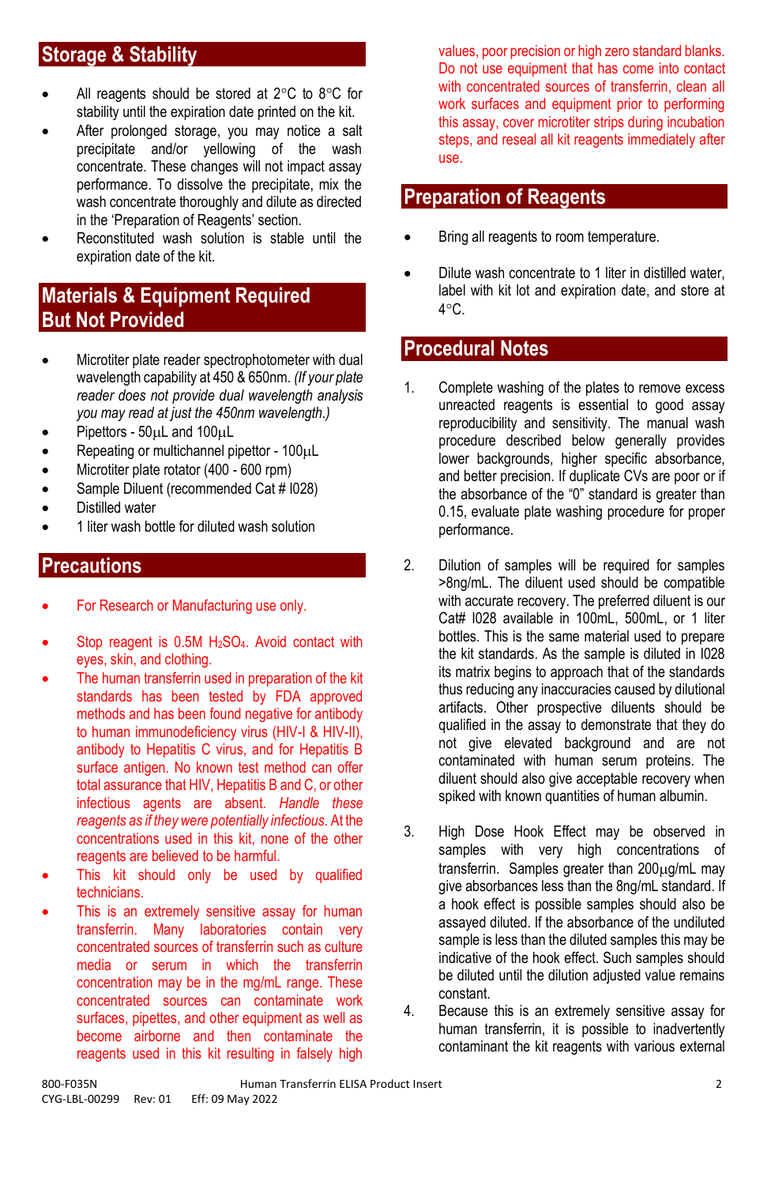## Storage & Stability

- All reagents should be stored at 2°C to 8°C for stability until the expiration date printed on the kit.
- After prolonged storage, you may notice a salt precipitate and/or yellowing of the wash concentrate. These changes will not impact assay performance. To dissolve the precipitate, mix the wash concentrate thoroughly and dilute as directed in the 'Preparation of Reagents' section.
- Reconstituted wash solution is stable until the expiration date of the kit.

## Materials & Equipment Required But Not Provided

- Microtiter plate reader spectrophotometer with dual wavelength capability at 450 & 650nm. *(If your plate reader does not provide dual wavelength analysis you may read at just the 450nm wavelength.)*
- Pipettors - 50µL and 100µL
- Repeating or multichannel pipettor - 100µL
- Microtiter plate rotator (400 - 600 rpm)
- Sample Diluent (recommended Cat # I028)
- Distilled water
- 1 liter wash bottle for diluted wash solution

## Precautions

- For Research or Manufacturing use only.
- Stop reagent is 0.5M $H_2SO_4$. Avoid contact with eyes, skin, and clothing.
- The human transferrin used in preparation of the kit standards has been tested by FDA approved methods and has been found negative for antibody to human immunodeficiency virus (HIV-I & HIV-II), antibody to Hepatitis C virus, and for Hepatitis B surface antigen. No known test method can offer total assurance that HIV, Hepatitis B and C, or other infectious agents are absent. *Handle these reagents as if they were potentially infectious.* At the concentrations used in this kit, none of the other reagents are believed to be harmful.
- This kit should only be used by qualified technicians.
- This is an extremely sensitive assay for human transferrin. Many laboratories contain very concentrated sources of transferrin such as culture media or serum in which the transferrin concentration may be in the mg/mL range. These concentrated sources can contaminate work surfaces, pipettes, and other equipment as well as become airborne and then contaminate the reagents used in this kit resulting in falsely high values, poor precision or high zero standard blanks. Do not use equipment that has come into contact with concentrated sources of transferrin, clean all work surfaces and equipment prior to performing this assay, cover microtiter strips during incubation steps, and reseal all kit reagents immediately after use.

## Preparation of Reagents

- Bring all reagents to room temperature.
- Dilute wash concentrate to 1 liter in distilled water, label with kit lot and expiration date, and store at 4°C.

## Procedural Notes

1. Complete washing of the plates to remove excess unreacted reagents is essential to good assay reproducibility and sensitivity. The manual wash procedure described below generally provides lower backgrounds, higher specific absorbance, and better precision. If duplicate CVs are poor or if the absorbance of the "0" standard is greater than 0.15, evaluate plate washing procedure for proper performance.

2. Dilution of samples will be required for samples >8ng/mL. The diluent used should be compatible with accurate recovery. The preferred diluent is our Cat# I028 available in 100mL, 500mL, or 1 liter bottles. This is the same material used to prepare the kit standards. As the sample is diluted in I028 its matrix begins to approach that of the standards thus reducing any inaccuracies caused by dilutional artifacts. Other prospective diluents should be qualified in the assay to demonstrate that they do not give elevated background and are not contaminated with human serum proteins. The diluent should also give acceptable recovery when spiked with known quantities of human albumin.

3. High Dose Hook Effect may be observed in samples with very high concentrations of transferrin. Samples greater than 200µg/mL may give absorbances less than the 8ng/mL standard. If a hook effect is possible samples should also be assayed diluted. If the absorbance of the undiluted sample is less than the diluted samples this may be indicative of the hook effect. Such samples should be diluted until the dilution adjusted value remains constant.

4. Because this is an extremely sensitive assay for human transferrin, it is possible to inadvertently contaminant the kit reagents with various external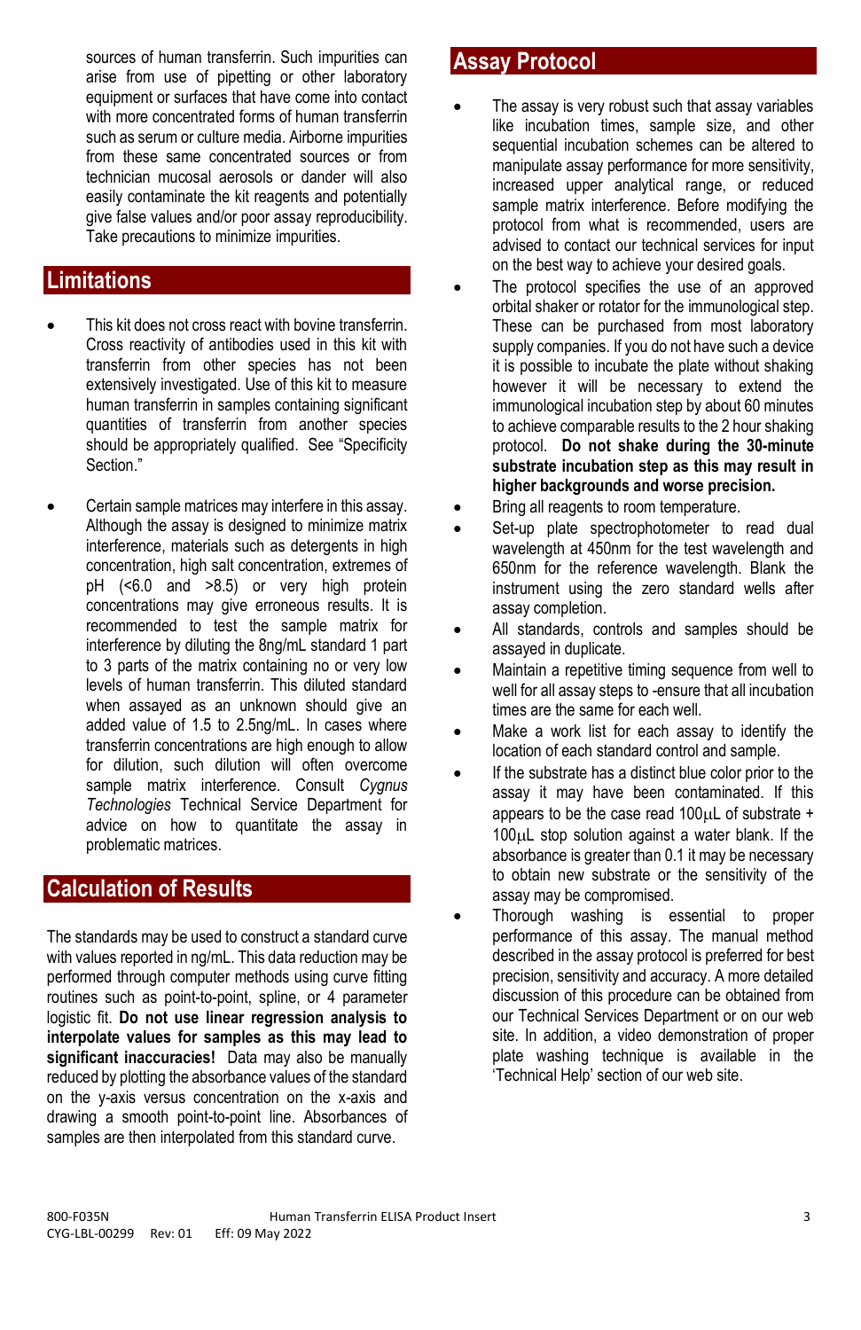sources of human transferrin. Such impurities can arise from use of pipetting or other laboratory equipment or surfaces that have come into contact with more concentrated forms of human transferrin such as serum or culture media. Airborne impurities from these same concentrated sources or from technician mucosal aerosols or dander will also easily contaminate the kit reagents and potentially give false values and/or poor assay reproducibility. Take precautions to minimize impurities.

## Limitations

- This kit does not cross react with bovine transferrin. Cross reactivity of antibodies used in this kit with transferrin from other species has not been extensively investigated. Use of this kit to measure human transferrin in samples containing significant quantities of transferrin from another species should be appropriately qualified. See "Specificity Section."

- Certain sample matrices may interfere in this assay. Although the assay is designed to minimize matrix interference, materials such as detergents in high concentration, high salt concentration, extremes of pH (<6.0 and >8.5) or very high protein concentrations may give erroneous results. It is recommended to test the sample matrix for interference by diluting the 8ng/mL standard 1 part to 3 parts of the matrix containing no or very low levels of human transferrin. This diluted standard when assayed as an unknown should give an added value of 1.5 to 2.5ng/mL. In cases where transferrin concentrations are high enough to allow for dilution, such dilution will often overcome sample matrix interference. Consult *Cygnus Technologies* Technical Service Department for advice on how to quantitate the assay in problematic matrices.

## Calculation of Results

The standards may be used to construct a standard curve with values reported in ng/mL. This data reduction may be performed through computer methods using curve fitting routines such as point-to-point, spline, or 4 parameter logistic fit. **Do not use linear regression analysis to interpolate values for samples as this may lead to significant inaccuracies!** Data may also be manually reduced by plotting the absorbance values of the standard on the y-axis versus concentration on the x-axis and drawing a smooth point-to-point line. Absorbances of samples are then interpolated from this standard curve.

## Assay Protocol

- The assay is very robust such that assay variables like incubation times, sample size, and other sequential incubation schemes can be altered to manipulate assay performance for more sensitivity, increased upper analytical range, or reduced sample matrix interference. Before modifying the protocol from what is recommended, users are advised to contact our technical services for input on the best way to achieve your desired goals.
- The protocol specifies the use of an approved orbital shaker or rotator for the immunological step. These can be purchased from most laboratory supply companies. If you do not have such a device it is possible to incubate the plate without shaking however it will be necessary to extend the immunological incubation step by about 60 minutes to achieve comparable results to the 2 hour shaking protocol. **Do not shake during the 30-minute substrate incubation step as this may result in higher backgrounds and worse precision.**
- Bring all reagents to room temperature.
- Set-up plate spectrophotometer to read dual wavelength at 450nm for the test wavelength and 650nm for the reference wavelength. Blank the instrument using the zero standard wells after assay completion.
- All standards, controls and samples should be assayed in duplicate.
- Maintain a repetitive timing sequence from well to well for all assay steps to -ensure that all incubation times are the same for each well.
- Make a work list for each assay to identify the location of each standard control and sample.
- If the substrate has a distinct blue color prior to the assay it may have been contaminated. If this appears to be the case read 100μL of substrate + 100μL stop solution against a water blank. If the absorbance is greater than 0.1 it may be necessary to obtain new substrate or the sensitivity of the assay may be compromised.
- Thorough washing is essential to proper performance of this assay. The manual method described in the assay protocol is preferred for best precision, sensitivity and accuracy. A more detailed discussion of this procedure can be obtained from our Technical Services Department or on our web site. In addition, a video demonstration of proper plate washing technique is available in the 'Technical Help' section of our web site.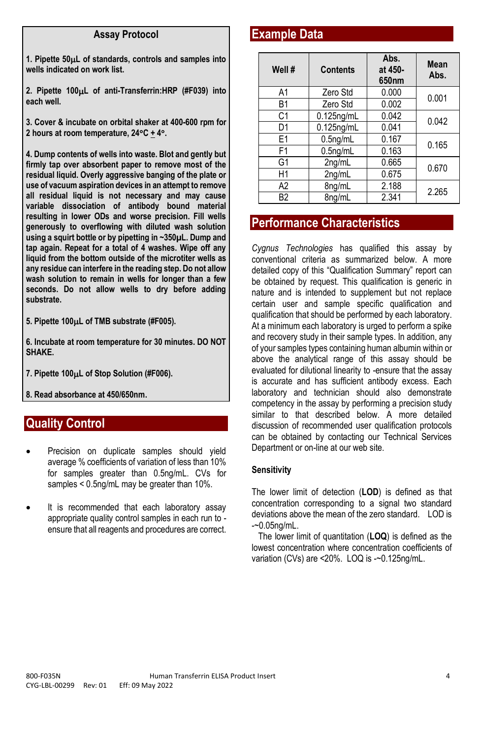## Assay Protocol

**1. Pipette 50µL of standards, controls and samples into wells indicated on work list.**

**2. Pipette 100µL of anti-Transferrin:HRP (#F039) into each well.**

**3. Cover & incubate on orbital shaker at 400-600 rpm for 2 hours at room temperature, 24°C ± 4°.**

**4. Dump contents of wells into waste. Blot and gently but firmly tap over absorbent paper to remove most of the residual liquid. Overly aggressive banging of the plate or use of vacuum aspiration devices in an attempt to remove all residual liquid is not necessary and may cause variable dissociation of antibody bound material resulting in lower ODs and worse precision. Fill wells generously to overflowing with diluted wash solution using a squirt bottle or by pipetting in ~350µL. Dump and tap again. Repeat for a total of 4 washes. Wipe off any liquid from the bottom outside of the microtiter wells as any residue can interfere in the reading step. Do not allow wash solution to remain in wells for longer than a few seconds. Do not allow wells to dry before adding substrate.**

**5. Pipette 100µL of TMB substrate (#F005).**

**6. Incubate at room temperature for 30 minutes. DO NOT SHAKE.**

**7. Pipette 100µL of Stop Solution (#F006).**

**8. Read absorbance at 450/650nm.**

## Quality Control

- Precision on duplicate samples should yield average % coefficients of variation of less than 10% for samples greater than 0.5ng/mL. CVs for samples < 0.5ng/mL may be greater than 10%.
- It is recommended that each laboratory assay appropriate quality control samples in each run to ensure that all reagents and procedures are correct.

## Example Data

| Well # | Contents | Abs. at 450-650nm | Mean Abs. |
|---|---|---|---|
| A1 | Zero Std | 0.000 | 0.001 |
| B1 | Zero Std | 0.002 | |
| C1 | 0.125ng/mL | 0.042 | 0.042 |
| D1 | 0.125ng/mL | 0.041 | |
| E1 | 0.5ng/mL | 0.167 | 0.165 |
| F1 | 0.5ng/mL | 0.163 | |
| G1 | 2ng/mL | 0.665 | 0.670 |
| H1 | 2ng/mL | 0.675 | |
| A2 | 8ng/mL | 2.188 | 2.265 |
| B2 | 8ng/mL | 2.341 | |

## Performance Characteristics

*Cygnus Technologies* has qualified this assay by conventional criteria as summarized below. A more detailed copy of this "Qualification Summary" report can be obtained by request. This qualification is generic in nature and is intended to supplement but not replace certain user and sample specific qualification and qualification that should be performed by each laboratory. At a minimum each laboratory is urged to perform a spike and recovery study in their sample types. In addition, any of your samples types containing human albumin within or above the analytical range of this assay should be evaluated for dilutional linearity to ensure that the assay is accurate and has sufficient antibody excess. Each laboratory and technician should also demonstrate competency in the assay by performing a precision study similar to that described below. A more detailed discussion of recommended user qualification protocols can be obtained by contacting our Technical Services Department or on-line at our web site.

### Sensitivity

The lower limit of detection (**LOD**) is defined as that concentration corresponding to a signal two standard deviations above the mean of the zero standard. LOD is ~0.05ng/mL.

The lower limit of quantitation (**LOQ**) is defined as the lowest concentration where concentration coefficients of variation (CVs) are <20%. LOQ is ~0.125ng/mL.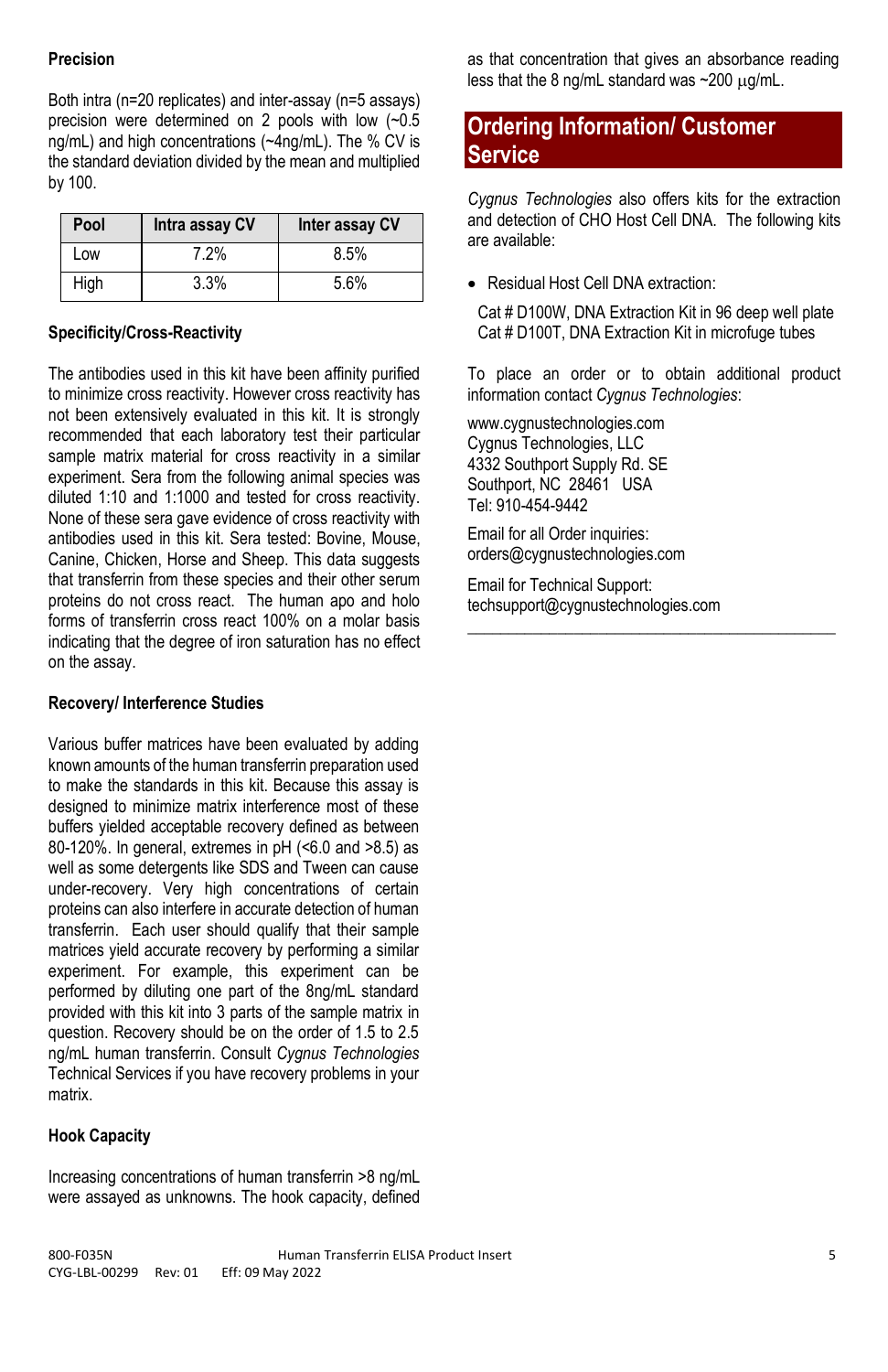**Precision**

Both intra (n=20 replicates) and inter-assay (n=5 assays) precision were determined on 2 pools with low (~0.5 ng/mL) and high concentrations (~4ng/mL). The % CV is the standard deviation divided by the mean and multiplied by 100.

| Pool | Intra assay CV | Inter assay CV |
|---|---|---|
| Low | 7.2% | 8.5% |
| High | 3.3% | 5.6% |

**Specificity/Cross-Reactivity**

The antibodies used in this kit have been affinity purified to minimize cross reactivity. However cross reactivity has not been extensively evaluated in this kit. It is strongly recommended that each laboratory test their particular sample matrix material for cross reactivity in a similar experiment. Sera from the following animal species was diluted 1:10 and 1:1000 and tested for cross reactivity. None of these sera gave evidence of cross reactivity with antibodies used in this kit. Sera tested: Bovine, Mouse, Canine, Chicken, Horse and Sheep. This data suggests that transferrin from these species and their other serum proteins do not cross react. The human apo and holo forms of transferrin cross react 100% on a molar basis indicating that the degree of iron saturation has no effect on the assay.

**Recovery/ Interference Studies**

Various buffer matrices have been evaluated by adding known amounts of the human transferrin preparation used to make the standards in this kit. Because this assay is designed to minimize matrix interference most of these buffers yielded acceptable recovery defined as between 80-120%. In general, extremes in pH (<6.0 and >8.5) as well as some detergents like SDS and Tween can cause under-recovery. Very high concentrations of certain proteins can also interfere in accurate detection of human transferrin. Each user should qualify that their sample matrices yield accurate recovery by performing a similar experiment. For example, this experiment can be performed by diluting one part of the 8ng/mL standard provided with this kit into 3 parts of the sample matrix in question. Recovery should be on the order of 1.5 to 2.5 ng/mL human transferrin. Consult *Cygnus Technologies* Technical Services if you have recovery problems in your matrix.

**Hook Capacity**

Increasing concentrations of human transferrin >8 ng/mL were assayed as unknowns. The hook capacity, defined as that concentration that gives an absorbance reading less that the 8 ng/mL standard was ~200 μg/mL.

## Ordering Information/ Customer Service

*Cygnus Technologies* also offers kits for the extraction and detection of CHO Host Cell DNA. The following kits are available:

- Residual Host Cell DNA extraction:

  Cat # D100W, DNA Extraction Kit in 96 deep well plate
  Cat # D100T, DNA Extraction Kit in microfuge tubes

To place an order or to obtain additional product information contact *Cygnus Technologies*:

www.cygnustechnologies.com
Cygnus Technologies, LLC
4332 Southport Supply Rd. SE
Southport, NC 28461 USA
Tel: 910-454-9442

Email for all Order inquiries:
orders@cygnustechnologies.com

Email for Technical Support:
techsupport@cygnustechnologies.com